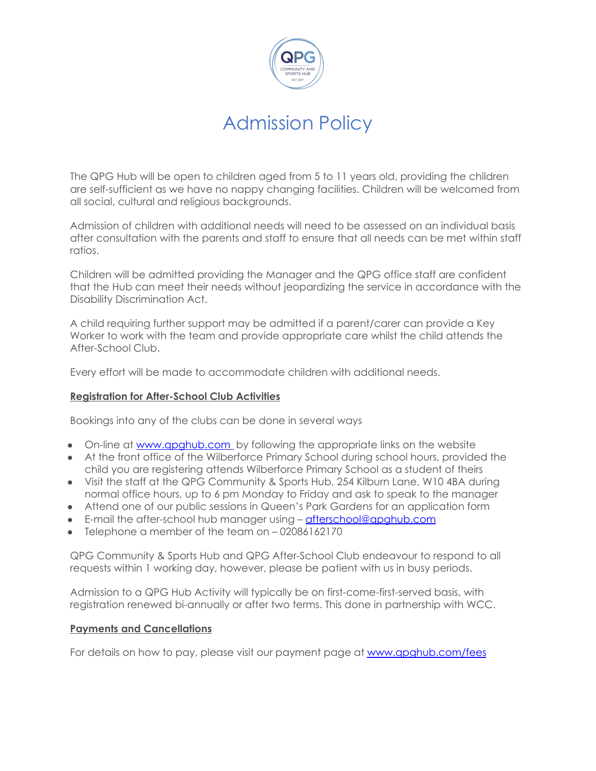# Admission Policy

The QPG Hub will be open to children aged from 5 to 11 years old, providing the children are self-sufficient as we have no nappy changing facilities. Children will be welcomed from all social, cultural and religious backgrounds.

Admission of children with additional needs will need to be assessed on an individual basis after consultation with the parents and staff to ensure that all needs can be met within staff ratios.

Children will be admitted providing the Manager and the QPG office staff are confident that the Hub can meet their needs without jeopardizing the service in accordance with the Disability Discrimination Act.

A child requiring further support may be admitted if a parent/carer can provide a Key Worker to work with the team and provide appropriate care whilst the child attends the After-School Club.

Every effort will be made to accommodate children with additional needs.

**Registration for After-School Club Activities**

Bookings into any of the clubs can be done in several ways

- On-line at www.qpghub.com by following the appropriate links on the website
- At the front office of the Wilberforce Primary School during school hours, provided the child you are registering attends Wilberforce Primary School as a student of theirs
- Visit the staff at the QPG Community & Sports Hub, 254 Kilburn Lane, W10 4BA during normal office hours, up to 6 pm Monday to Friday and ask to speak to the manager
- Attend one of our public sessions in Queen's Park Gardens for an application form
- E-mail the after-school hub manager using – afterschool@qpghub.com
- Telephone a member of the team on – 02086162170

QPG Community & Sports Hub and QPG After-School Club endeavour to respond to all requests within 1 working day, however, please be patient with us in busy periods.

Admission to a QPG Hub Activity will typically be on first-come-first-served basis, with registration renewed bi-annually or after two terms. This done in partnership with WCC.

**Payments and Cancellations**

For details on how to pay, please visit our payment page at www.qpghub.com/fees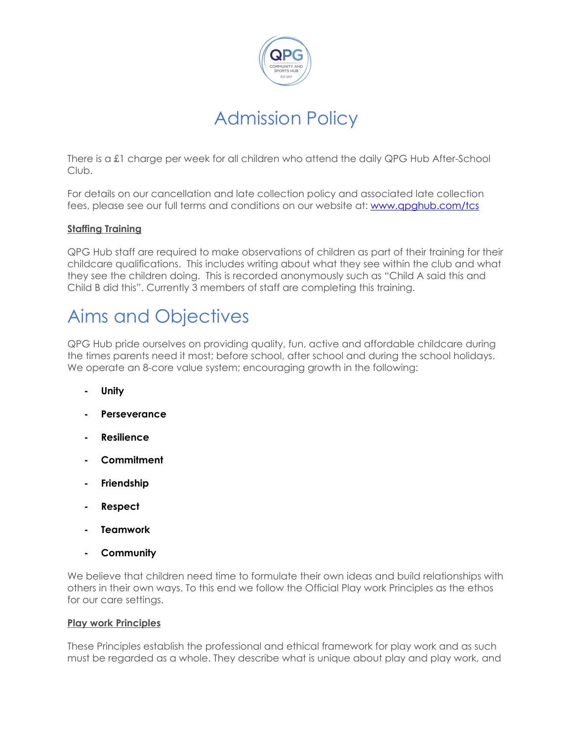# Admission Policy

There is a £1 charge per week for all children who attend the daily QPG Hub After-School Club.

For details on our cancellation and late collection policy and associated late collection fees, please see our full terms and conditions on our website at: [www.qpghub.com/tcs](www.qpghub.com/tcs)

**Staffing Training**

QPG Hub staff are required to make observations of children as part of their training for their childcare qualifications. This includes writing about what they see within the club and what they see the children doing. This is recorded anonymously such as "Child A said this and Child B did this". Currently 3 members of staff are completing this training.

# Aims and Objectives

QPG Hub pride ourselves on providing quality, fun, active and affordable childcare during the times parents need it most; before school, after school and during the school holidays. We operate an 8-core value system; encouraging growth in the following:

- **Unity**
- **Perseverance**
- **Resilience**
- **Commitment**
- **Friendship**
- **Respect**
- **Teamwork**
- **Community**

We believe that children need time to formulate their own ideas and build relationships with others in their own ways. To this end we follow the Official Play work Principles as the ethos for our care settings.

**Play work Principles**

These Principles establish the professional and ethical framework for play work and as such must be regarded as a whole. They describe what is unique about play and play work, and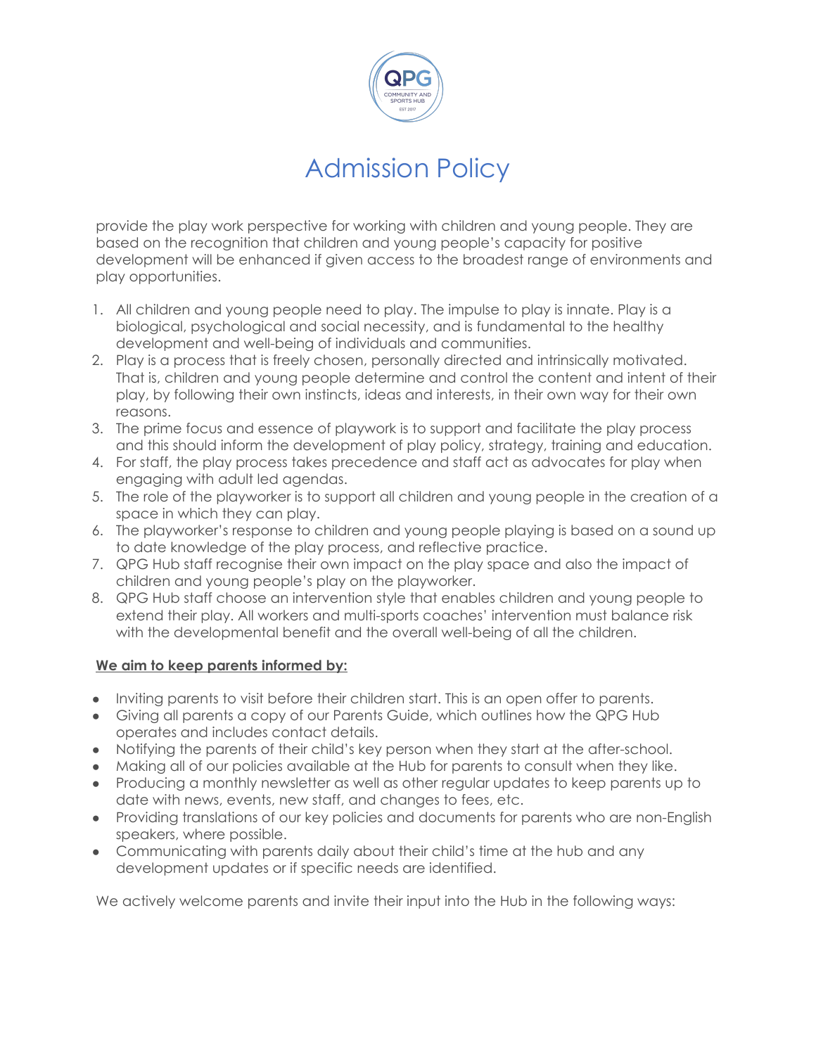# Admission Policy

provide the play work perspective for working with children and young people. They are based on the recognition that children and young people's capacity for positive development will be enhanced if given access to the broadest range of environments and play opportunities.

1. All children and young people need to play. The impulse to play is innate. Play is a biological, psychological and social necessity, and is fundamental to the healthy development and well-being of individuals and communities.
2. Play is a process that is freely chosen, personally directed and intrinsically motivated. That is, children and young people determine and control the content and intent of their play, by following their own instincts, ideas and interests, in their own way for their own reasons.
3. The prime focus and essence of playwork is to support and facilitate the play process and this should inform the development of play policy, strategy, training and education.
4. For staff, the play process takes precedence and staff act as advocates for play when engaging with adult led agendas.
5. The role of the playworker is to support all children and young people in the creation of a space in which they can play.
6. The playworker's response to children and young people playing is based on a sound up to date knowledge of the play process, and reflective practice.
7. QPG Hub staff recognise their own impact on the play space and also the impact of children and young people's play on the playworker.
8. QPG Hub staff choose an intervention style that enables children and young people to extend their play. All workers and multi-sports coaches' intervention must balance risk with the developmental benefit and the overall well-being of all the children.

**We aim to keep parents informed by:**

- Inviting parents to visit before their children start. This is an open offer to parents.
- Giving all parents a copy of our Parents Guide, which outlines how the QPG Hub operates and includes contact details.
- Notifying the parents of their child's key person when they start at the after-school.
- Making all of our policies available at the Hub for parents to consult when they like.
- Producing a monthly newsletter as well as other regular updates to keep parents up to date with news, events, new staff, and changes to fees, etc.
- Providing translations of our key policies and documents for parents who are non-English speakers, where possible.
- Communicating with parents daily about their child's time at the hub and any development updates or if specific needs are identified.

We actively welcome parents and invite their input into the Hub in the following ways: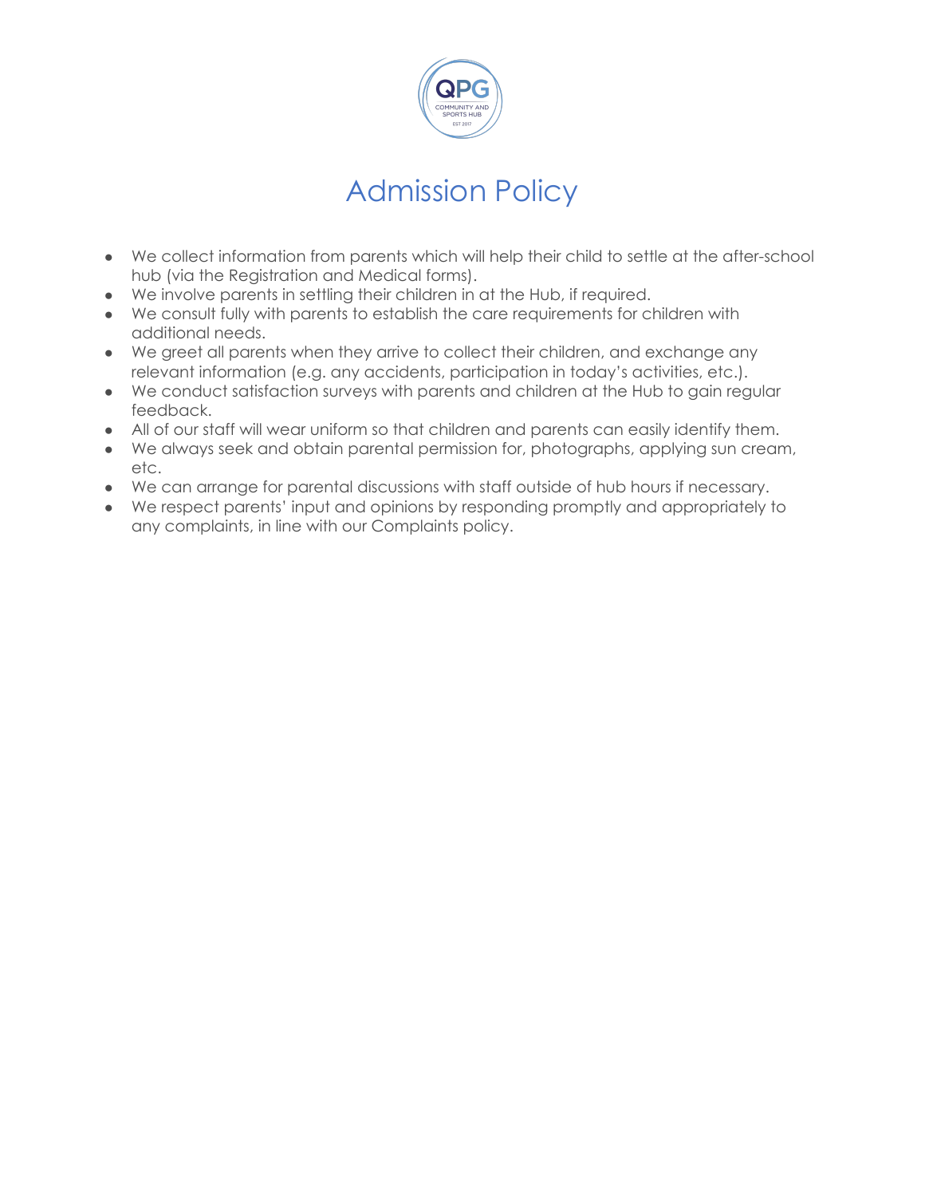# Admission Policy

- We collect information from parents which will help their child to settle at the after-school hub (via the Registration and Medical forms).
- We involve parents in settling their children in at the Hub, if required.
- We consult fully with parents to establish the care requirements for children with additional needs.
- We greet all parents when they arrive to collect their children, and exchange any relevant information (e.g. any accidents, participation in today's activities, etc.).
- We conduct satisfaction surveys with parents and children at the Hub to gain regular feedback.
- All of our staff will wear uniform so that children and parents can easily identify them.
- We always seek and obtain parental permission for, photographs, applying sun cream, etc.
- We can arrange for parental discussions with staff outside of hub hours if necessary.
- We respect parents' input and opinions by responding promptly and appropriately to any complaints, in line with our Complaints policy.